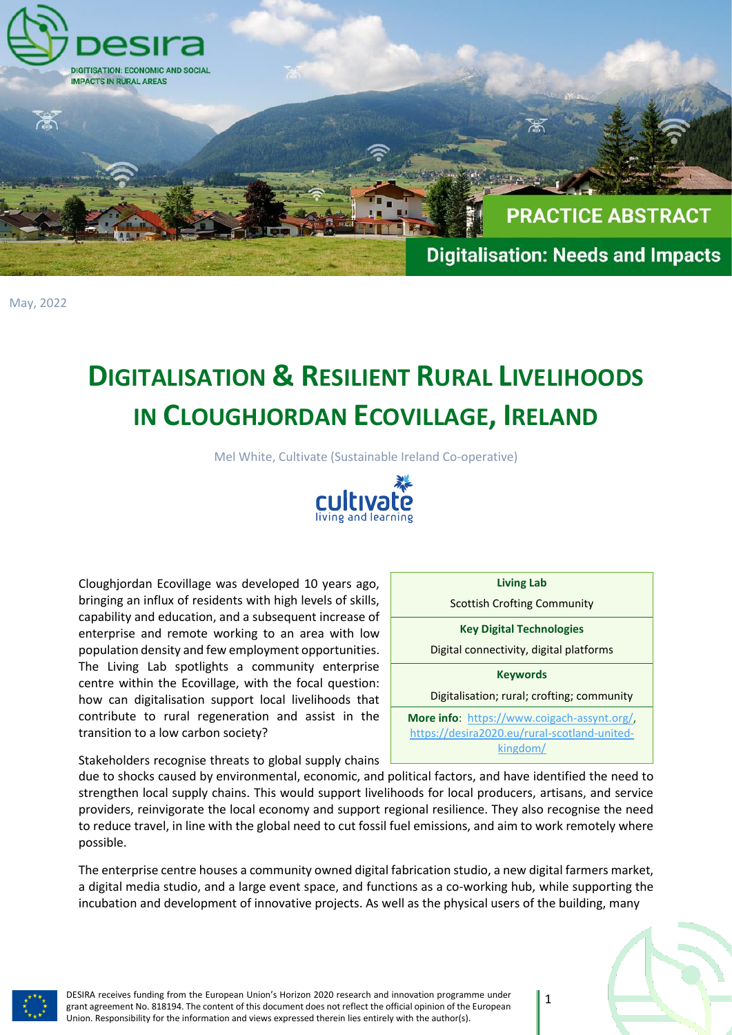# DIGITALISATION & RESILIENT RURAL LIVELIHOODS IN CLOUGHJORDAN ECOVILLAGE, IRELAND

PRACTICE ABSTRACT

Digitalisation: Needs and Impacts

May, 2022

Mel White, Cultivate (Sustainable Ireland Co-operative)

| Living Lab |
|---|
| Scottish Crofting Community |
| **Key Digital Technologies** |
| Digital connectivity, digital platforms |
| **Keywords** |
| Digitalisation; rural; crofting; community |
| **More info**: https://www.coigach-assynt.org/, https://desira2020.eu/rural-scotland-united-kingdom/ |

Cloughjordan Ecovillage was developed 10 years ago, bringing an influx of residents with high levels of skills, capability and education, and a subsequent increase of enterprise and remote working to an area with low population density and few employment opportunities. The Living Lab spotlights a community enterprise centre within the Ecovillage, with the focal question: how can digitalisation support local livelihoods that contribute to rural regeneration and assist in the transition to a low carbon society?

Stakeholders recognise threats to global supply chains due to shocks caused by environmental, economic, and political factors, and have identified the need to strengthen local supply chains. This would support livelihoods for local producers, artisans, and service providers, reinvigorate the local economy and support regional resilience. They also recognise the need to reduce travel, in line with the global need to cut fossil fuel emissions, and aim to work remotely where possible.

The enterprise centre houses a community owned digital fabrication studio, a new digital farmers market, a digital media studio, and a large event space, and functions as a co-working hub, while supporting the incubation and development of innovative projects. As well as the physical users of the building, many

DESIRA receives funding from the European Union's Horizon 2020 research and innovation programme under grant agreement No. 818194. The content of this document does not reflect the official opinion of the European Union. Responsibility for the information and views expressed therein lies entirely with the author(s).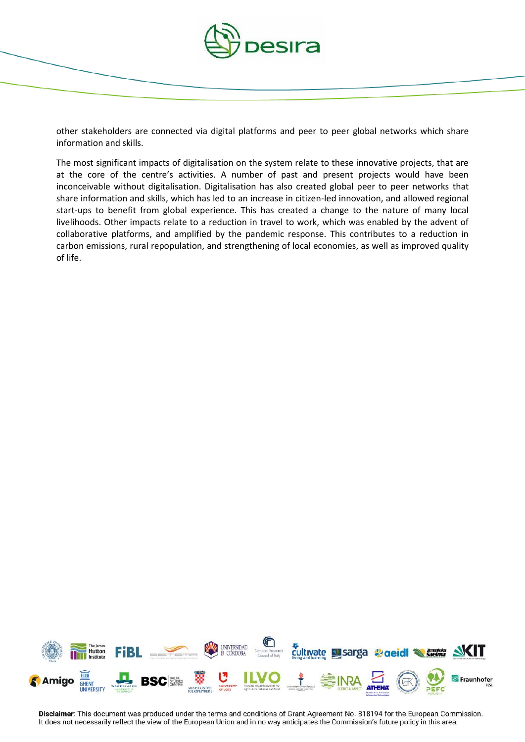other stakeholders are connected via digital platforms and peer to peer global networks which share information and skills.

The most significant impacts of digitalisation on the system relate to these innovative projects, that are at the core of the centre's activities. A number of past and present projects would have been inconceivable without digitalisation. Digitalisation has also created global peer to peer networks that share information and skills, which has led to an increase in citizen-led innovation, and allowed regional start-ups to benefit from global experience. This has created a change to the nature of many local livelihoods. Other impacts relate to a reduction in travel to work, which was enabled by the advent of collaborative platforms, and amplified by the pandemic response. This contributes to a reduction in carbon emissions, rural repopulation, and strengthening of local economies, as well as improved quality of life.